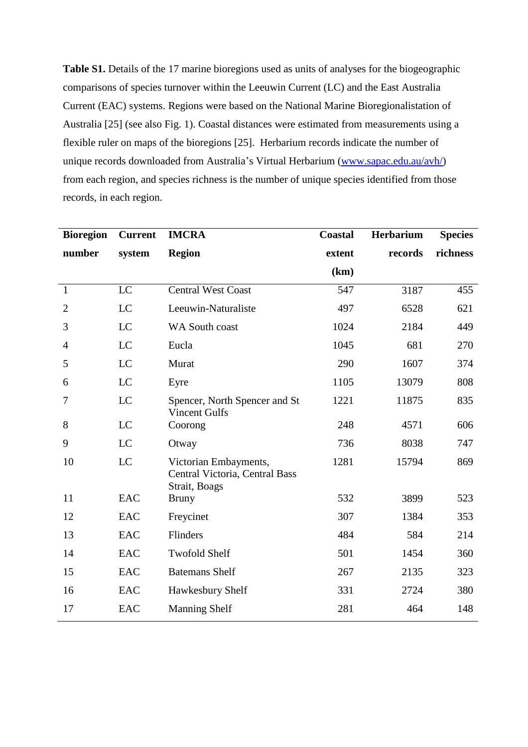**Table S1.** Details of the 17 marine bioregions used as units of analyses for the biogeographic comparisons of species turnover within the Leeuwin Current (LC) and the East Australia Current (EAC) systems. Regions were based on the National Marine Bioregionalistation of Australia [25] (see also Fig. 1). Coastal distances were estimated from measurements using a flexible ruler on maps of the bioregions [25]. Herbarium records indicate the number of unique records downloaded from Australia's Virtual Herbarium (www.sapac.edu.au/avh/) from each region, and species richness is the number of unique species identified from those records, in each region.

| Bioregion number | Current system | IMCRA Region | Coastal extent (km) | Herbarium records | Species richness |
|---|---|---|---|---|---|
| 1 | LC | Central West Coast | 547 | 3187 | 455 |
| 2 | LC | Leeuwin-Naturaliste | 497 | 6528 | 621 |
| 3 | LC | WA South coast | 1024 | 2184 | 449 |
| 4 | LC | Eucla | 1045 | 681 | 270 |
| 5 | LC | Murat | 290 | 1607 | 374 |
| 6 | LC | Eyre | 1105 | 13079 | 808 |
| 7 | LC | Spencer, North Spencer and St Vincent Gulfs | 1221 | 11875 | 835 |
| 8 | LC | Coorong | 248 | 4571 | 606 |
| 9 | LC | Otway | 736 | 8038 | 747 |
| 10 | LC | Victorian Embayments, Central Victoria, Central Bass Strait, Boags | 1281 | 15794 | 869 |
| 11 | EAC | Bruny | 532 | 3899 | 523 |
| 12 | EAC | Freycinet | 307 | 1384 | 353 |
| 13 | EAC | Flinders | 484 | 584 | 214 |
| 14 | EAC | Twofold Shelf | 501 | 1454 | 360 |
| 15 | EAC | Batemans Shelf | 267 | 2135 | 323 |
| 16 | EAC | Hawkesbury Shelf | 331 | 2724 | 380 |
| 17 | EAC | Manning Shelf | 281 | 464 | 148 |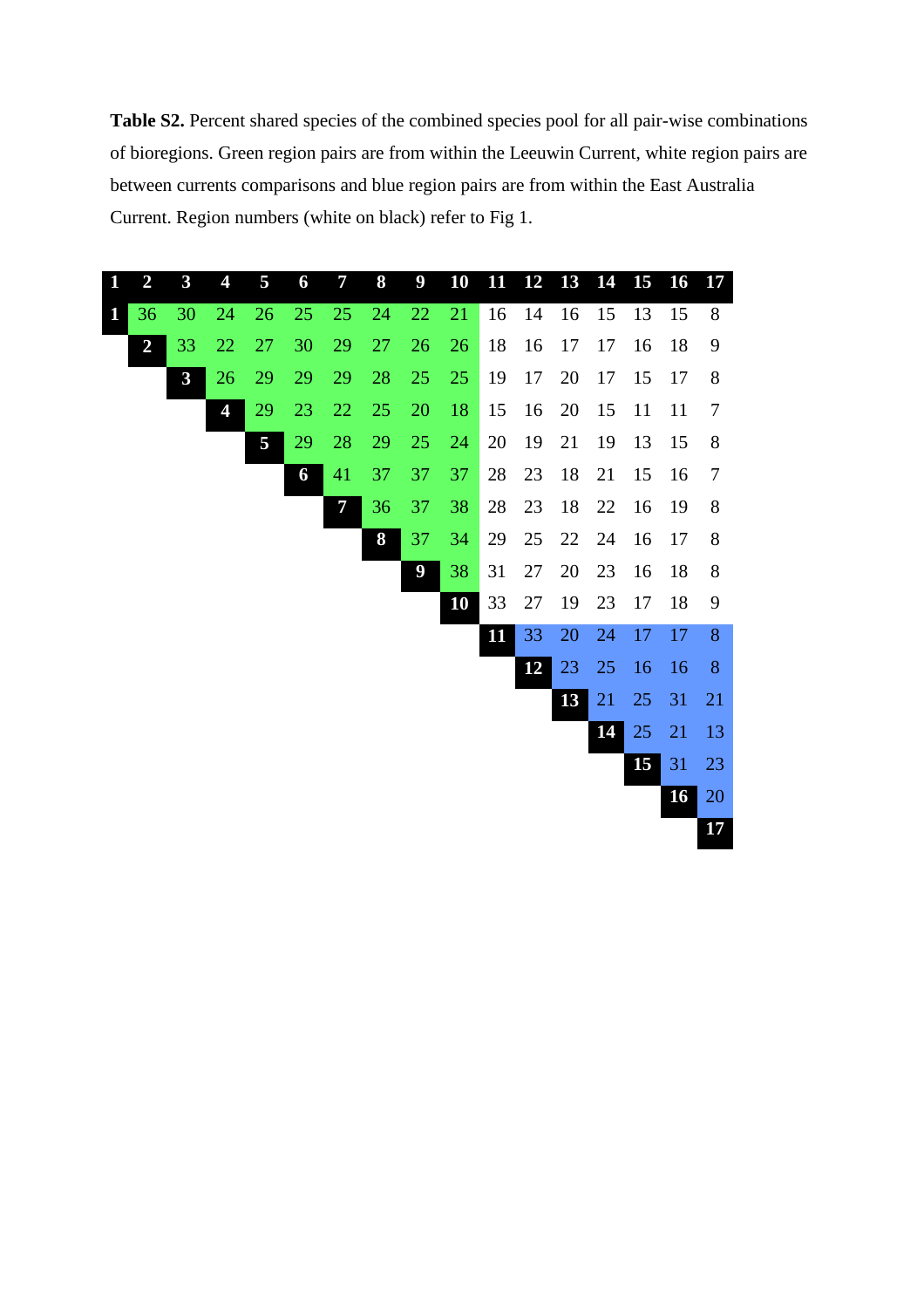**Table S2.** Percent shared species of the combined species pool for all pair-wise combinations of bioregions. Green region pairs are from within the Leeuwin Current, white region pairs are between currents comparisons and blue region pairs are from within the East Australia Current. Region numbers (white on black) refer to Fig 1.

| 1 | 2 | 3 | 4 | 5 | 6 | 7 | 8 | 9 | 10 | 11 | 12 | 13 | 14 | 15 | 16 | 17 |
|---|---|---|---|---|---|---|---|---|---|---|---|---|---|---|---|---|
| **1** | 36 | 30 | 24 | 26 | 25 | 25 | 24 | 22 | 21 | 16 | 14 | 16 | 15 | 13 | 15 | 8 |
| | **2** | 33 | 22 | 27 | 30 | 29 | 27 | 26 | 26 | 18 | 16 | 17 | 17 | 16 | 18 | 9 |
| | | **3** | 26 | 29 | 29 | 29 | 28 | 25 | 25 | 19 | 17 | 20 | 17 | 15 | 17 | 8 |
| | | | **4** | 29 | 23 | 22 | 25 | 20 | 18 | 15 | 16 | 20 | 15 | 11 | 11 | 7 |
| | | | | **5** | 29 | 28 | 29 | 25 | 24 | 20 | 19 | 21 | 19 | 13 | 15 | 8 |
| | | | | | **6** | 41 | 37 | 37 | 37 | 28 | 23 | 18 | 21 | 15 | 16 | 7 |
| | | | | | | **7** | 36 | 37 | 38 | 28 | 23 | 18 | 22 | 16 | 19 | 8 |
| | | | | | | | **8** | 37 | 34 | 29 | 25 | 22 | 24 | 16 | 17 | 8 |
| | | | | | | | | **9** | 38 | 31 | 27 | 20 | 23 | 16 | 18 | 8 |
| | | | | | | | | | **10** | 33 | 27 | 19 | 23 | 17 | 18 | 9 |
| | | | | | | | | | | **11** | 33 | 20 | 24 | 17 | 17 | 8 |
| | | | | | | | | | | | **12** | 23 | 25 | 16 | 16 | 8 |
| | | | | | | | | | | | | **13** | 21 | 25 | 31 | 21 |
| | | | | | | | | | | | | | **14** | 25 | 21 | 13 |
| | | | | | | | | | | | | | | **15** | 31 | 23 |
| | | | | | | | | | | | | | | | **16** | 20 |
| | | | | | | | | | | | | | | | | **17** |